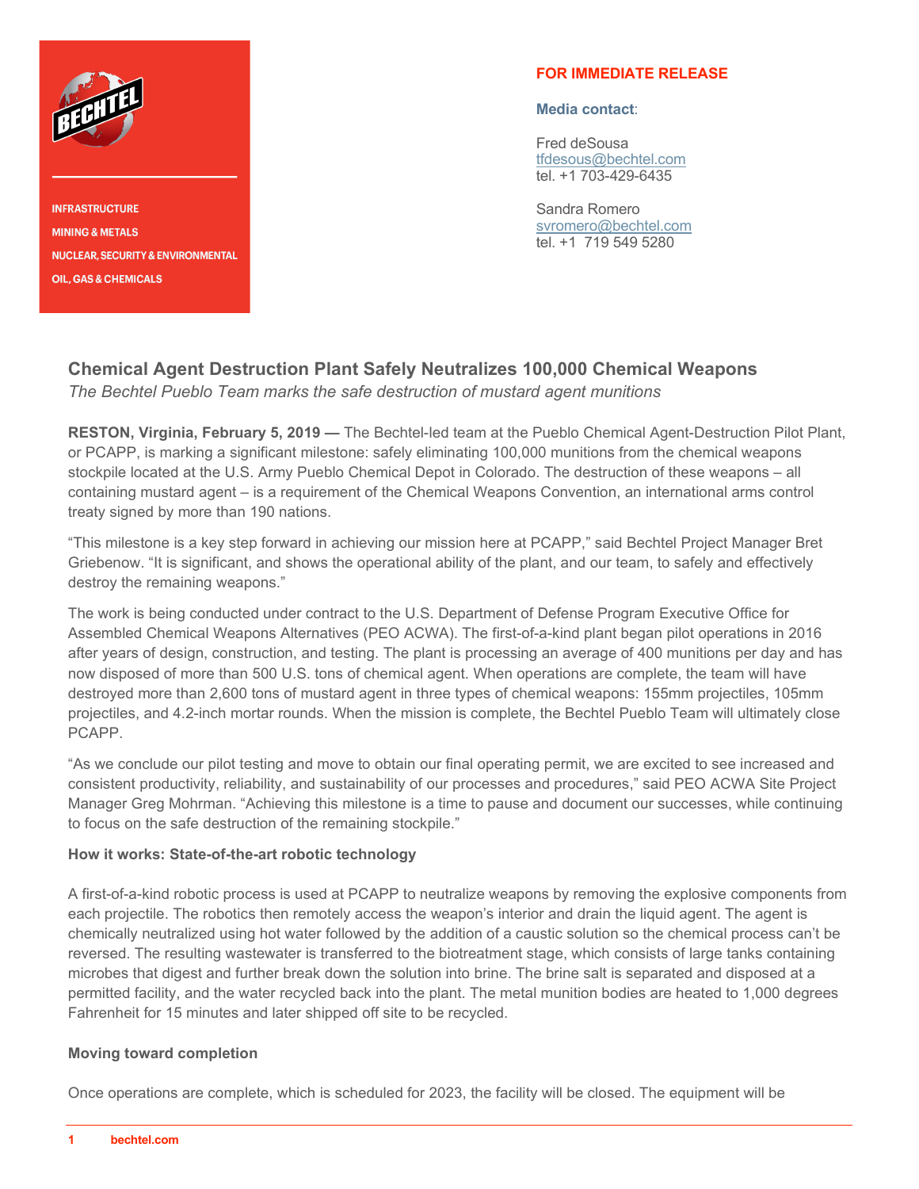INFRASTRUCTURE
MINING & METALS
NUCLEAR, SECURITY & ENVIRONMENTAL
OIL, GAS & CHEMICALS

**FOR IMMEDIATE RELEASE**

**Media contact**:

Fred deSousa
tfdesous@bechtel.com
tel. +1 703-429-6435

Sandra Romero
svromero@bechtel.com
tel. +1 719 549 5280

# Chemical Agent Destruction Plant Safely Neutralizes 100,000 Chemical Weapons

*The Bechtel Pueblo Team marks the safe destruction of mustard agent munitions*

**RESTON, Virginia, February 5, 2019 —** The Bechtel-led team at the Pueblo Chemical Agent-Destruction Pilot Plant, or PCAPP, is marking a significant milestone: safely eliminating 100,000 munitions from the chemical weapons stockpile located at the U.S. Army Pueblo Chemical Depot in Colorado. The destruction of these weapons – all containing mustard agent – is a requirement of the Chemical Weapons Convention, an international arms control treaty signed by more than 190 nations.

"This milestone is a key step forward in achieving our mission here at PCAPP," said Bechtel Project Manager Bret Griebenow. "It is significant, and shows the operational ability of the plant, and our team, to safely and effectively destroy the remaining weapons."

The work is being conducted under contract to the U.S. Department of Defense Program Executive Office for Assembled Chemical Weapons Alternatives (PEO ACWA). The first-of-a-kind plant began pilot operations in 2016 after years of design, construction, and testing. The plant is processing an average of 400 munitions per day and has now disposed of more than 500 U.S. tons of chemical agent. When operations are complete, the team will have destroyed more than 2,600 tons of mustard agent in three types of chemical weapons: 155mm projectiles, 105mm projectiles, and 4.2-inch mortar rounds. When the mission is complete, the Bechtel Pueblo Team will ultimately close PCAPP.

"As we conclude our pilot testing and move to obtain our final operating permit, we are excited to see increased and consistent productivity, reliability, and sustainability of our processes and procedures," said PEO ACWA Site Project Manager Greg Mohrman. "Achieving this milestone is a time to pause and document our successes, while continuing to focus on the safe destruction of the remaining stockpile."

### How it works: State-of-the-art robotic technology

A first-of-a-kind robotic process is used at PCAPP to neutralize weapons by removing the explosive components from each projectile. The robotics then remotely access the weapon's interior and drain the liquid agent. The agent is chemically neutralized using hot water followed by the addition of a caustic solution so the chemical process can't be reversed. The resulting wastewater is transferred to the biotreatment stage, which consists of large tanks containing microbes that digest and further break down the solution into brine. The brine salt is separated and disposed at a permitted facility, and the water recycled back into the plant. The metal munition bodies are heated to 1,000 degrees Fahrenheit for 15 minutes and later shipped off site to be recycled.

### Moving toward completion

Once operations are complete, which is scheduled for 2023, the facility will be closed. The equipment will be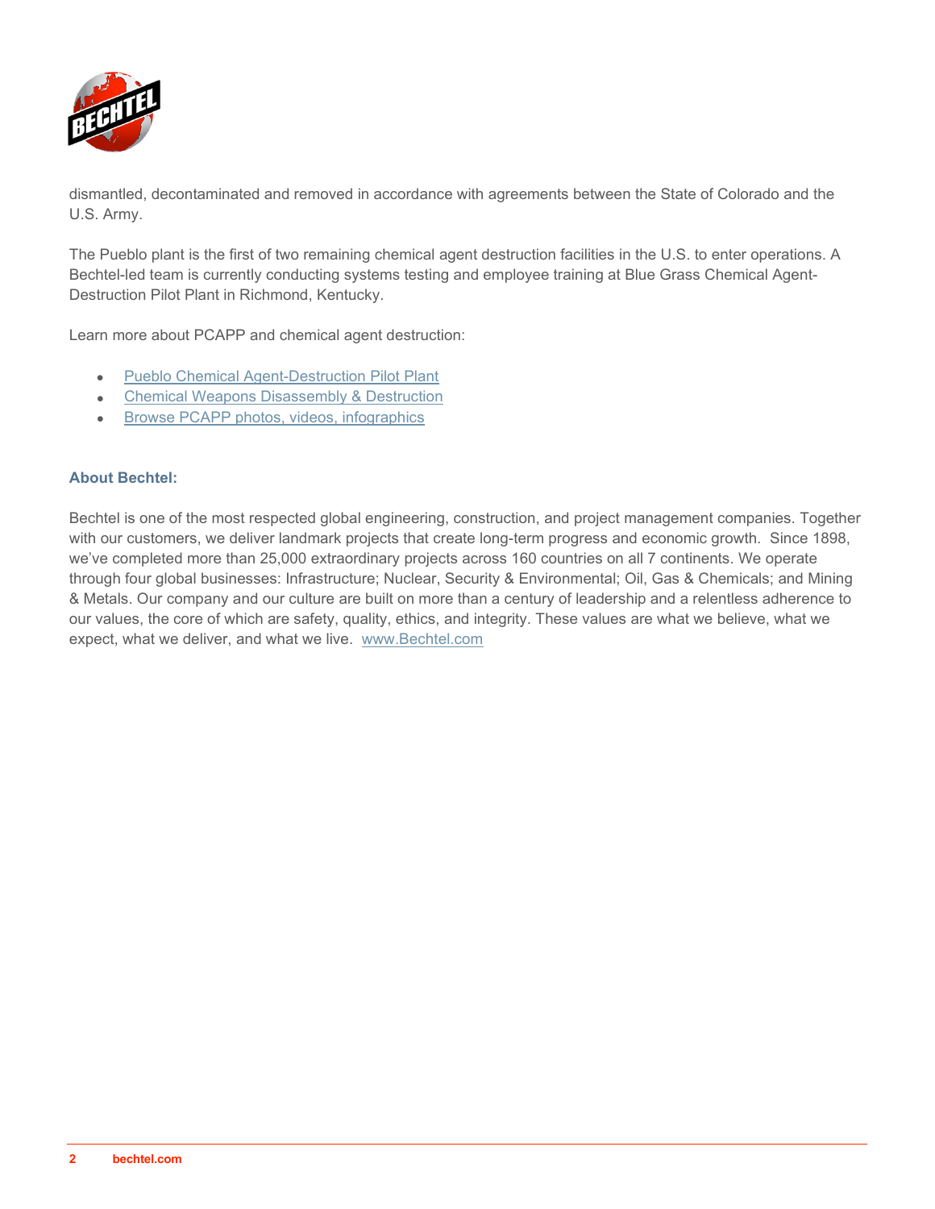dismantled, decontaminated and removed in accordance with agreements between the State of Colorado and the U.S. Army.

The Pueblo plant is the first of two remaining chemical agent destruction facilities in the U.S. to enter operations. A Bechtel-led team is currently conducting systems testing and employee training at Blue Grass Chemical Agent-Destruction Pilot Plant in Richmond, Kentucky.

Learn more about PCAPP and chemical agent destruction:

- Pueblo Chemical Agent-Destruction Pilot Plant
- Chemical Weapons Disassembly & Destruction
- Browse PCAPP photos, videos, infographics

**About Bechtel:**

Bechtel is one of the most respected global engineering, construction, and project management companies. Together with our customers, we deliver landmark projects that create long-term progress and economic growth. Since 1898, we've completed more than 25,000 extraordinary projects across 160 countries on all 7 continents. We operate through four global businesses: Infrastructure; Nuclear, Security & Environmental; Oil, Gas & Chemicals; and Mining & Metals. Our company and our culture are built on more than a century of leadership and a relentless adherence to our values, the core of which are safety, quality, ethics, and integrity. These values are what we believe, what we expect, what we deliver, and what we live. www.Bechtel.com